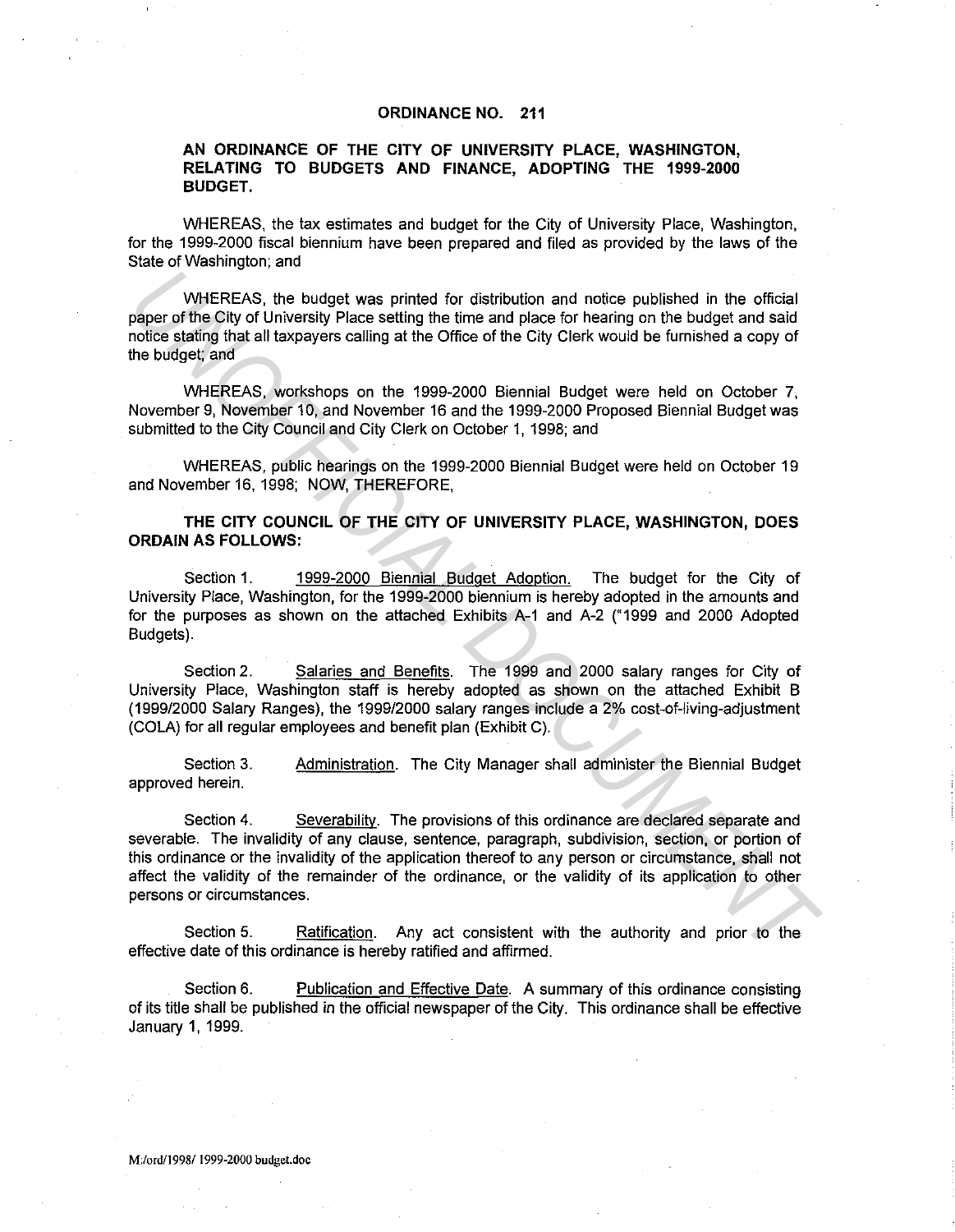# ORDINANCE NO. 211

## AN ORDINANCE OF THE CITY OF UNIVERSITY PLACE, WASHINGTON, RELATING TO BUDGETS AND FINANCE, ADOPTING THE 1999-2000 BUDGET.

WHEREAS, the tax estimates and budget for the City of University Place, Washington, for the 1999-2000 fiscal biennium have been prepared and filed as provided by the laws of the State of Washington; and

WHEREAS, the budget was printed for distribution and notice published in the official paper of the City of University Place setting the time and place for hearing on the budget and said notice stating that all taxpayers calling at the Office of the City Clerk would be furnished a copy of the budget; and

WHEREAS, workshops on the 1999-2000 Biennial Budget were held on October 7, November 9, November 10, and November 16 and the 1999-2000 Proposed Biennial Budget was submitted to the City Council and City Clerk on October 1, 1998; and

WHEREAS, public hearings on the 1999-2000 Biennial Budget were held on October 19 and November 16, 1998; NOW, THEREFORE,

**THE CITY COUNCIL OF THE CITY OF UNIVERSITY PLACE, WASHINGTON, DOES ORDAIN AS FOLLOWS:**

Section 1. 1999-2000 Biennial Budget Adoption. The budget for the City of University Place, Washington, for the 1999-2000 biennium is hereby adopted in the amounts and for the purposes as shown on the attached Exhibits A-1 and A-2 ("1999 and 2000 Adopted Budgets).

Section 2. Salaries and Benefits. The 1999 and 2000 salary ranges for City of University Place, Washington staff is hereby adopted as shown on the attached Exhibit B (1999/2000 Salary Ranges), the 1999/2000 salary ranges include a 2% cost-of-living-adjustment (COLA) for all regular employees and benefit plan (Exhibit C).

Section 3. Administration. The City Manager shall administer the Biennial Budget approved herein.

Section 4. Severability. The provisions of this ordinance are declared separate and severable. The invalidity of any clause, sentence, paragraph, subdivision, section, or portion of this ordinance or the invalidity of the application thereof to any person or circumstance, shall not affect the validity of the remainder of the ordinance, or the validity of its application to other persons or circumstances.

Section 5. Ratification. Any act consistent with the authority and prior to the effective date of this ordinance is hereby ratified and affirmed.

Section 6. Publication and Effective Date. A summary of this ordinance consisting of its title shall be published in the official newspaper of the City. This ordinance shall be effective January 1, 1999.

M:/ord/1998/ 1999-2000 budget.doc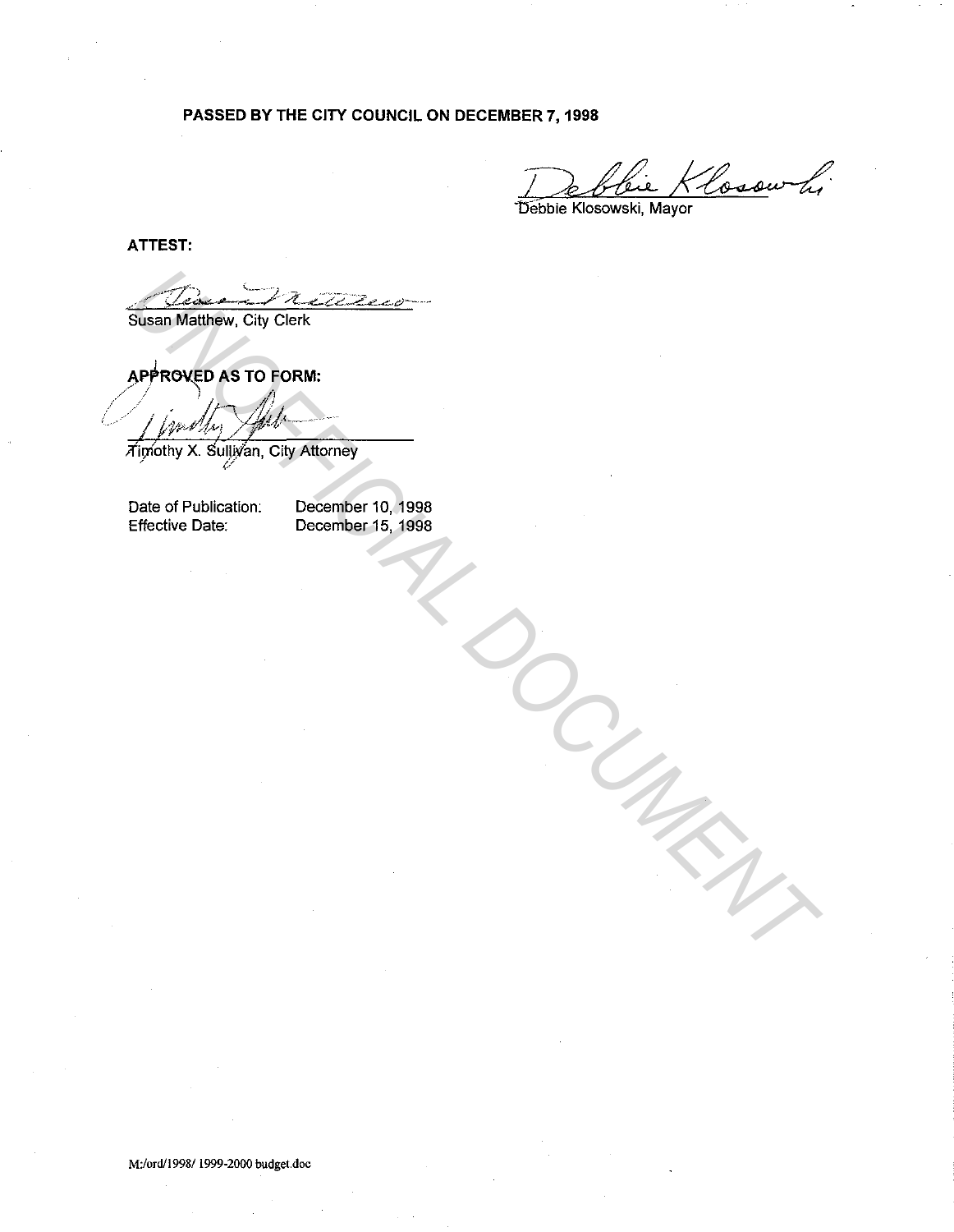**PASSED BY THE CITY COUNCIL ON DECEMBER 7, 1998**

Debbie Klosowski, Mayor

**ATTEST:**

Susan Matthew, City Clerk

**APPROVED AS TO FORM:**

Timothy X. Sullivan, City Attorney

Date of Publication: December 10, 1998
Effective Date: December 15, 1998

M:/ord/1998/ 1999-2000 budget.doc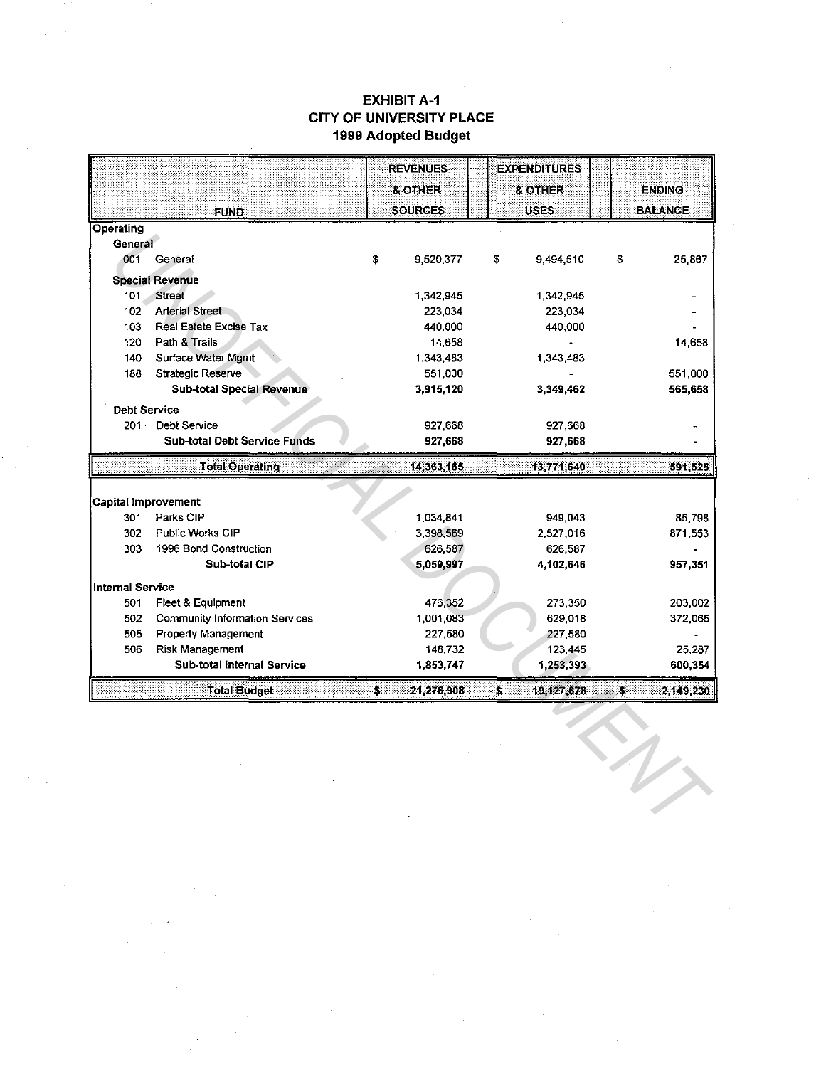# EXHIBIT A-1
# CITY OF UNIVERSITY PLACE
# 1999 Adopted Budget

| FUND | | REVENUES & OTHER SOURCES | EXPENDITURES & OTHER USES | ENDING BALANCE |
|---|---|---|---|---|
| **Operating** | | | | |
| **General** | | | | |
| 001 | General | $ 9,520,377 | $ 9,494,510 | $ 25,867 |
| **Special Revenue** | | | | |
| 101 | Street | 1,342,945 | 1,342,945 | - |
| 102 | Arterial Street | 223,034 | 223,034 | - |
| 103 | Real Estate Excise Tax | 440,000 | 440,000 | - |
| 120 | Path & Trails | 14,658 | - | 14,658 |
| 140 | Surface Water Mgmt | 1,343,483 | 1,343,483 | - |
| 188 | Strategic Reserve | 551,000 | - | 551,000 |
| | **Sub-total Special Revenue** | **3,915,120** | **3,349,462** | **565,658** |
| **Debt Service** | | | | |
| 201 | Debt Service | 927,668 | 927,668 | - |
| | **Sub-total Debt Service Funds** | **927,668** | **927,668** | **-** |
| | **Total Operating** | **14,363,165** | **13,771,640** | **591,525** |
| **Capital Improvement** | | | | |
| 301 | Parks CIP | 1,034,841 | 949,043 | 85,798 |
| 302 | Public Works CIP | 3,398,569 | 2,527,016 | 871,553 |
| 303 | 1996 Bond Construction | 626,587 | 626,587 | - |
| | **Sub-total CIP** | **5,059,997** | **4,102,646** | **957,351** |
| **Internal Service** | | | | |
| 501 | Fleet & Equipment | 476,352 | 273,350 | 203,002 |
| 502 | Community Information Services | 1,001,083 | 629,018 | 372,065 |
| 505 | Property Management | 227,580 | 227,580 | - |
| 506 | Risk Management | 148,732 | 123,445 | 25,287 |
| | **Sub-total Internal Service** | **1,853,747** | **1,253,393** | **600,354** |
| | **Total Budget** | **$ 21,276,908** | **$ 19,127,678** | **$ 2,149,230** |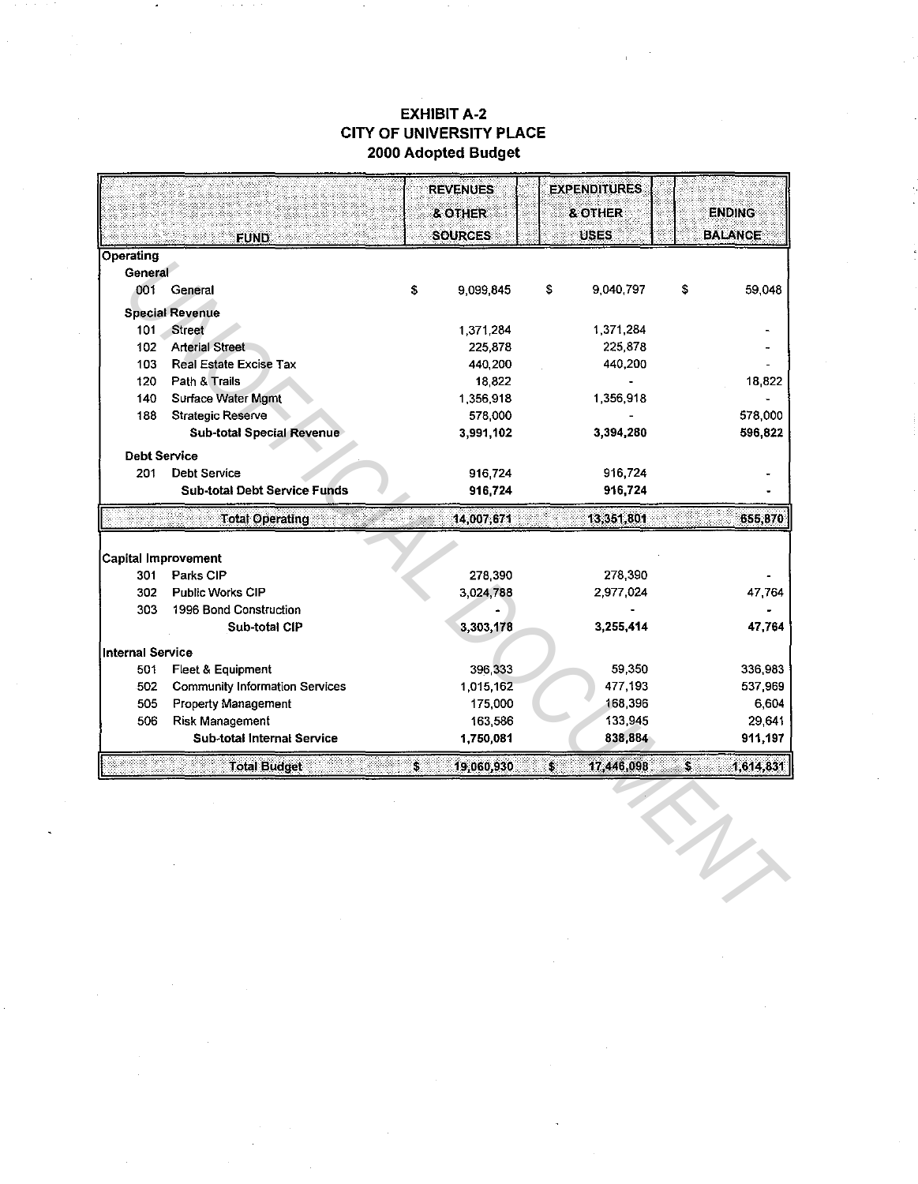# EXHIBIT A-2
# CITY OF UNIVERSITY PLACE
# 2000 Adopted Budget

| FUND | REVENUES & OTHER SOURCES | EXPENDITURES & OTHER USES | ENDING BALANCE |
|---|---|---|---|
| **Operating** | | | |
| **General** | | | |
| 001 General | $ 9,099,845 | $ 9,040,797 | $ 59,048 |
| **Special Revenue** | | | |
| 101 Street | 1,371,284 | 1,371,284 | - |
| 102 Arterial Street | 225,878 | 225,878 | - |
| 103 Real Estate Excise Tax | 440,200 | 440,200 | - |
| 120 Path & Trails | 18,822 | - | 18,822 |
| 140 Surface Water Mgmt | 1,356,918 | 1,356,918 | - |
| 188 Strategic Reserve | 578,000 | - | 578,000 |
| **Sub-total Special Revenue** | **3,991,102** | **3,394,280** | **596,822** |
| **Debt Service** | | | |
| 201 Debt Service | 916,724 | 916,724 | - |
| **Sub-total Debt Service Funds** | **916,724** | **916,724** | **-** |
| **Total Operating** | **14,007,671** | **13,351,801** | **655,870** |
| **Capital Improvement** | | | |
| 301 Parks CIP | 278,390 | 278,390 | - |
| 302 Public Works CIP | 3,024,788 | 2,977,024 | 47,764 |
| 303 1996 Bond Construction | - | - | - |
| **Sub-total CIP** | **3,303,178** | **3,255,414** | **47,764** |
| **Internal Service** | | | |
| 501 Fleet & Equipment | 396,333 | 59,350 | 336,983 |
| 502 Community Information Services | 1,015,162 | 477,193 | 537,969 |
| 505 Property Management | 175,000 | 168,396 | 6,604 |
| 506 Risk Management | 163,586 | 133,945 | 29,641 |
| **Sub-total Internal Service** | **1,750,081** | **838,884** | **911,197** |
| **Total Budget** | **$ 19,060,930** | **$ 17,446,098** | **$ 1,614,831** |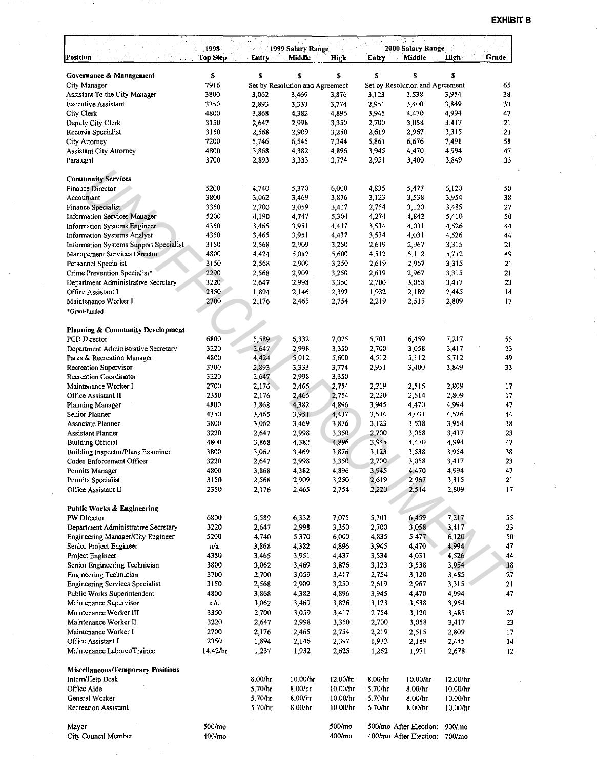**EXHIBIT B**

| Position | 1998 Top Step | 1999 Salary Range | | | 2000 Salary Range | | | Grade |
|---|---|---|---|---|---|---|---|---|
| | | Entry | Middle | High | Entry | Middle | High | |
| **Governance & Management** | $ | $ | $ | $ | $ | $ | $ | |
| City Manager | 7916 | Set by Resolution and Agreement | | | Set by Resolution and Agreement | | | 65 |
| Assistant To the City Manager | 3800 | 3,062 | 3,469 | 3,876 | 3,123 | 3,538 | 3,954 | 38 |
| Executive Assistant | 3350 | 2,893 | 3,333 | 3,774 | 2,951 | 3,400 | 3,849 | 33 |
| City Clerk | 4800 | 3,868 | 4,382 | 4,896 | 3,945 | 4,470 | 4,994 | 47 |
| Deputy City Clerk | 3150 | 2,647 | 2,998 | 3,350 | 2,700 | 3,058 | 3,417 | 21 |
| Records Specialist | 3150 | 2,568 | 2,909 | 3,250 | 2,619 | 2,967 | 3,315 | 21 |
| City Attorney | 7200 | 5,746 | 6,545 | 7,344 | 5,861 | 6,676 | 7,491 | 58 |
| Assistant City Attorney | 4800 | 3,868 | 4,382 | 4,896 | 3,945 | 4,470 | 4,994 | 47 |
| Paralegal | 3700 | 2,893 | 3,333 | 3,774 | 2,951 | 3,400 | 3,849 | 33 |
| **Community Services** | | | | | | | | |
| Finance Director | 5200 | 4,740 | 5,370 | 6,000 | 4,835 | 5,477 | 6,120 | 50 |
| Accountant | 3800 | 3,062 | 3,469 | 3,876 | 3,123 | 3,538 | 3,954 | 38 |
| Finance Specialist | 3350 | 2,700 | 3,059 | 3,417 | 2,754 | 3,120 | 3,485 | 27 |
| Information Services Manager | 5200 | 4,190 | 4,747 | 5,304 | 4,274 | 4,842 | 5,410 | 50 |
| Information Systems Engineer | 4350 | 3,465 | 3,951 | 4,437 | 3,534 | 4,031 | 4,526 | 44 |
| Information Systems Analyst | 4350 | 3,465 | 3,951 | 4,437 | 3,534 | 4,031 | 4,526 | 44 |
| Information Systems Support Specialist | 3150 | 2,568 | 2,909 | 3,250 | 2,619 | 2,967 | 3,315 | 21 |
| Management Services Director | 4800 | 4,424 | 5,012 | 5,600 | 4,512 | 5,112 | 5,712 | 49 |
| Personnel Specialist | 3150 | 2,568 | 2,909 | 3,250 | 2,619 | 2,967 | 3,315 | 21 |
| Crime Prevention Specialist* | 2290 | 2,568 | 2,909 | 3,250 | 2,619 | 2,967 | 3,315 | 21 |
| Department Administrative Secretary | 3220 | 2,647 | 2,998 | 3,350 | 2,700 | 3,058 | 3,417 | 23 |
| Office Assistant I | 2350 | 1,894 | 2,146 | 2,397 | 1,932 | 2,189 | 2,445 | 14 |
| Maintenance Worker I | 2700 | 2,176 | 2,465 | 2,754 | 2,219 | 2,515 | 2,809 | 17 |
| *Grant-funded | | | | | | | | |
| **Planning & Community Development** | | | | | | | | |
| PCD Director | 6800 | 5,589 | 6,332 | 7,075 | 5,701 | 6,459 | 7,217 | 55 |
| Department Administrative Secretary | 3220 | 2,647 | 2,998 | 3,350 | 2,700 | 3,058 | 3,417 | 23 |
| Parks & Recreation Manager | 4800 | 4,424 | 5,012 | 5,600 | 4,512 | 5,112 | 5,712 | 49 |
| Recreation Supervisor | 3700 | 2,893 | 3,333 | 3,774 | 2,951 | 3,400 | 3,849 | 33 |
| Recreation Coordinator | 3220 | 2,647 | 2,998 | 3,350 | | | | |
| Maintenance Worker I | 2700 | 2,176 | 2,465 | 2,754 | 2,219 | 2,515 | 2,809 | 17 |
| Office Assistant II | 2350 | 2,176 | 2,465 | 2,754 | 2,220 | 2,514 | 2,809 | 17 |
| Planning Manager | 4800 | 3,868 | 4,382 | 4,896 | 3,945 | 4,470 | 4,994 | 47 |
| Senior Planner | 4350 | 3,465 | 3,951 | 4,437 | 3,534 | 4,031 | 4,526 | 44 |
| Associate Planner | 3800 | 3,062 | 3,469 | 3,876 | 3,123 | 3,538 | 3,954 | 38 |
| Assistant Planner | 3220 | 2,647 | 2,998 | 3,350 | 2,700 | 3,058 | 3,417 | 23 |
| Building Official | 4800 | 3,868 | 4,382 | 4,896 | 3,945 | 4,470 | 4,994 | 47 |
| Building Inspector/Plans Examiner | 3800 | 3,062 | 3,469 | 3,876 | 3,123 | 3,538 | 3,954 | 38 |
| Codes Enforcement Officer | 3220 | 2,647 | 2,998 | 3,350 | 2,700 | 3,058 | 3,417 | 23 |
| Permits Manager | 4800 | 3,868 | 4,382 | 4,896 | 3,945 | 4,470 | 4,994 | 47 |
| Permits Specialist | 3150 | 2,568 | 2,909 | 3,250 | 2,619 | 2,967 | 3,315 | 21 |
| Office Assistant II | 2350 | 2,176 | 2,465 | 2,754 | 2,220 | 2,514 | 2,809 | 17 |
| **Public Works & Engineering** | | | | | | | | |
| PW Director | 6800 | 5,589 | 6,332 | 7,075 | 5,701 | 6,459 | 7,217 | 55 |
| Department Administrative Secretary | 3220 | 2,647 | 2,998 | 3,350 | 2,700 | 3,058 | 3,417 | 23 |
| Engineering Manager/City Engineer | 5200 | 4,740 | 5,370 | 6,000 | 4,835 | 5,477 | 6,120 | 50 |
| Senior Project Engineer | n/a | 3,868 | 4,382 | 4,896 | 3,945 | 4,470 | 4,994 | 47 |
| Project Engineer | 4350 | 3,465 | 3,951 | 4,437 | 3,534 | 4,031 | 4,526 | 44 |
| Senior Engineering Technician | 3800 | 3,062 | 3,469 | 3,876 | 3,123 | 3,538 | 3,954 | 38 |
| Engineering Technician | 3700 | 2,700 | 3,059 | 3,417 | 2,754 | 3,120 | 3,485 | 27 |
| Engineering Services Specialist | 3150 | 2,568 | 2,909 | 3,250 | 2,619 | 2,967 | 3,315 | 21 |
| Public Works Superintendent | 4800 | 3,868 | 4,382 | 4,896 | 3,945 | 4,470 | 4,994 | 47 |
| Maintenance Supervisor | n/a | 3,062 | 3,469 | 3,876 | 3,123 | 3,538 | 3,954 | |
| Maintenance Worker III | 3350 | 2,700 | 3,059 | 3,417 | 2,754 | 3,120 | 3,485 | 27 |
| Maintenance Worker II | 3220 | 2,647 | 2,998 | 3,350 | 2,700 | 3,058 | 3,417 | 23 |
| Maintenance Worker I | 2700 | 2,176 | 2,465 | 2,754 | 2,219 | 2,515 | 2,809 | 17 |
| Office Assistant I | 2350 | 1,894 | 2,146 | 2,397 | 1,932 | 2,189 | 2,445 | 14 |
| Maintenance Laborer/Trainee | 14.42/hr | 1,237 | 1,932 | 2,625 | 1,262 | 1,971 | 2,678 | 12 |
| **Miscellaneous/Temporary Positions** | | | | | | | | |
| Intern/Help Desk | | 8.00/hr | 10.00/hr | 12.00/hr | 8.00/hr | 10.00/hr | 12.00/hr | |
| Office Aide | | 5.70/hr | 8.00/hr | 10.00/hr | 5.70/hr | 8.00/hr | 10.00/hr | |
| General Worker | | 5.70/hr | 8.00/hr | 10.00/hr | 5.70/hr | 8.00/hr | 10.00/hr | |
| Recreation Assistant | | 5.70/hr | 8.00/hr | 10.00/hr | 5.70/hr | 8.00/hr | 10.00/hr | |
| Mayor | 500/mo | | | 500/mo | 500/mo | After Election: | 900/mo | |
| City Council Member | 400/mo | | | 400/mo | 400/mo | After Election: | 700/mo | |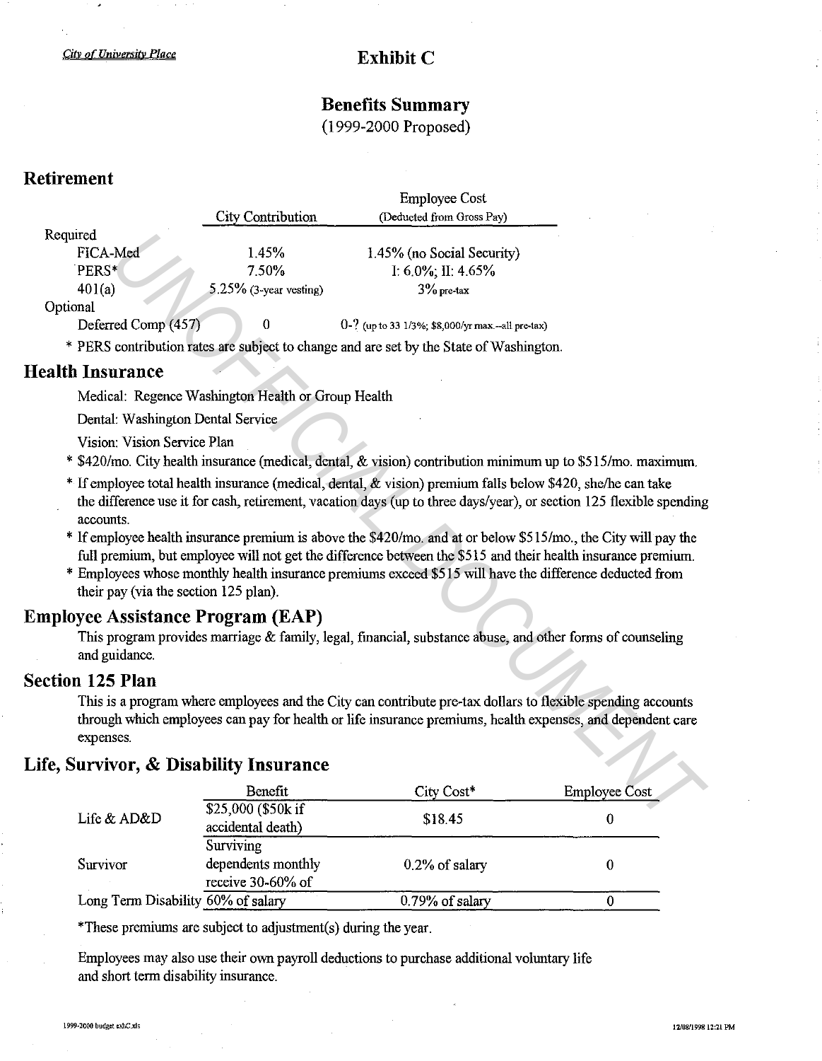*City of University Place*

# Exhibit C

## Benefits Summary
(1999-2000 Proposed)

## Retirement

| | City Contribution | Employee Cost (Deducted from Gross Pay) |
|---|---|---|
| Required | | |
| FICA-Med | 1.45% | 1.45% (no Social Security) |
| PERS* | 7.50% | I: 6.0%; II: 4.65% |
| 401(a) | 5.25% (3-year vesting) | 3% pre-tax |
| Optional | | |
| Deferred Comp (457) | 0 | 0-? (up to 33 1/3%; $8,000/yr max.--all pre-tax) |

\* PERS contribution rates are subject to change and are set by the State of Washington.

## Health Insurance

Medical: Regence Washington Health or Group Health

Dental: Washington Dental Service

Vision: Vision Service Plan

- \* $420/mo. City health insurance (medical, dental, & vision) contribution minimum up to $515/mo. maximum.
- \* If employee total health insurance (medical, dental, & vision) premium falls below $420, she/he can take the difference use it for cash, retirement, vacation days (up to three days/year), or section 125 flexible spending accounts.
- \* If employee health insurance premium is above the $420/mo. and at or below $515/mo., the City will pay the full premium, but employee will not get the difference between the $515 and their health insurance premium.
- \* Employees whose monthly health insurance premiums exceed $515 will have the difference deducted from their pay (via the section 125 plan).

## Employee Assistance Program (EAP)

This program provides marriage & family, legal, financial, substance abuse, and other forms of counseling and guidance.

## Section 125 Plan

This is a program where employees and the City can contribute pre-tax dollars to flexible spending accounts through which employees can pay for health or life insurance premiums, health expenses, and dependent care expenses.

## Life, Survivor, & Disability Insurance

| | Benefit | City Cost* | Employee Cost |
|---|---|---|---|
| Life & AD&D | $25,000 ($50k if accidental death) | $18.45 | 0 |
| Survivor | Surviving dependents monthly receive 30-60% of | 0.2% of salary | 0 |
| Long Term Disability | 60% of salary | 0.79% of salary | 0 |

*These premiums are subject to adjustment(s) during the year.

Employees may also use their own payroll deductions to purchase additional voluntary life and short term disability insurance.